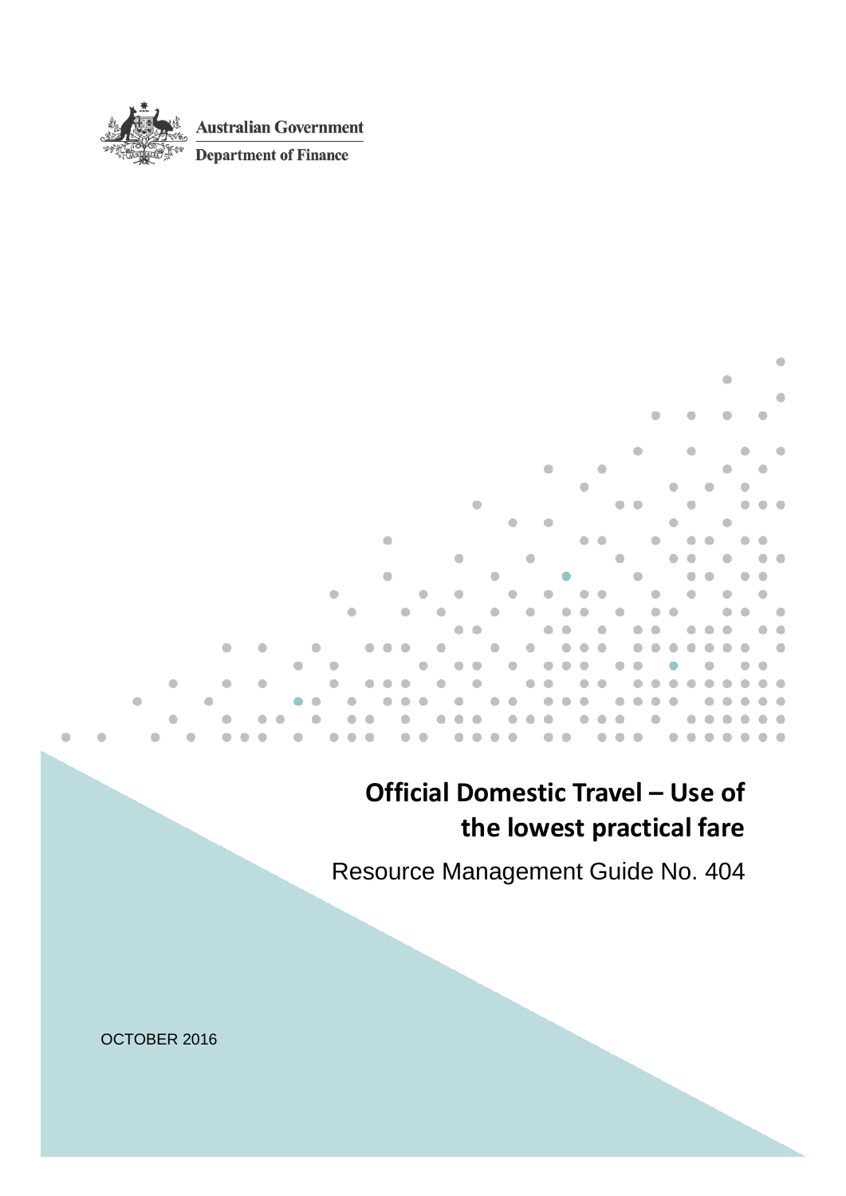Australian Government

Department of Finance

# Official Domestic Travel – Use of the lowest practical fare

Resource Management Guide No. 404

OCTOBER 2016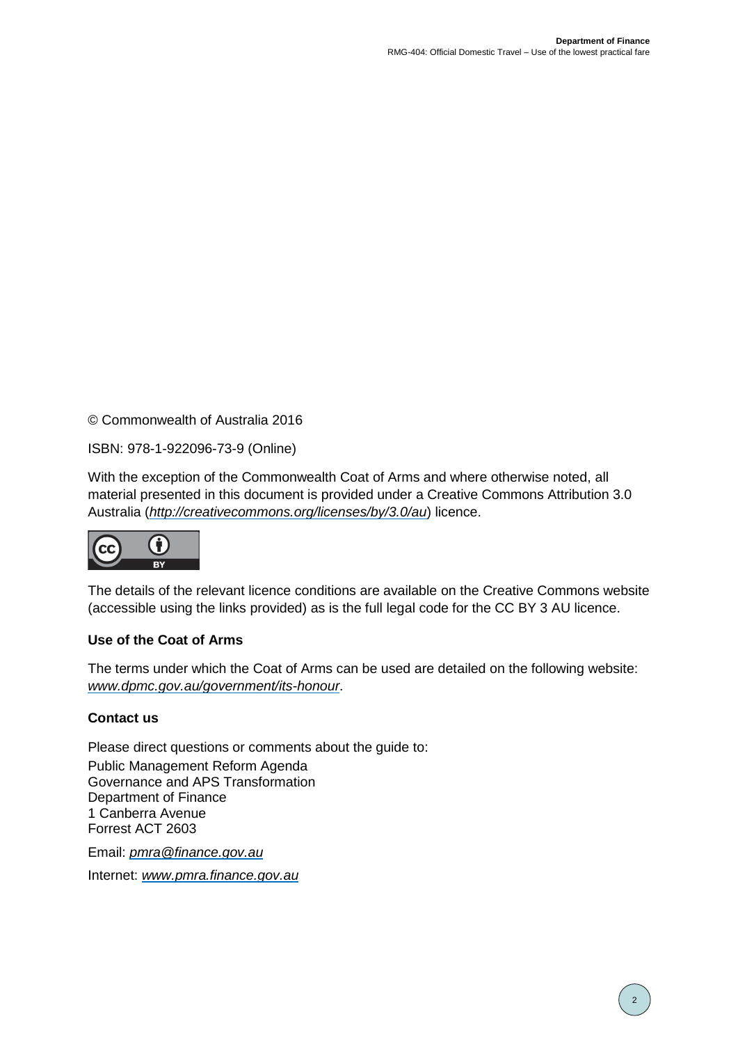© Commonwealth of Australia 2016

ISBN: 978-1-922096-73-9 (Online)

With the exception of the Commonwealth Coat of Arms and where otherwise noted, all material presented in this document is provided under a Creative Commons Attribution 3.0 Australia (*http://creativecommons.org/licenses/by/3.0/au*) licence.

The details of the relevant licence conditions are available on the Creative Commons website (accessible using the links provided) as is the full legal code for the CC BY 3 AU licence.

**Use of the Coat of Arms**

The terms under which the Coat of Arms can be used are detailed on the following website: *www.dpmc.gov.au/government/its-honour*.

**Contact us**

Please direct questions or comments about the guide to:

Public Management Reform Agenda
Governance and APS Transformation
Department of Finance
1 Canberra Avenue
Forrest ACT 2603

Email: *pmra@finance.gov.au*

Internet: *www.pmra.finance.gov.au*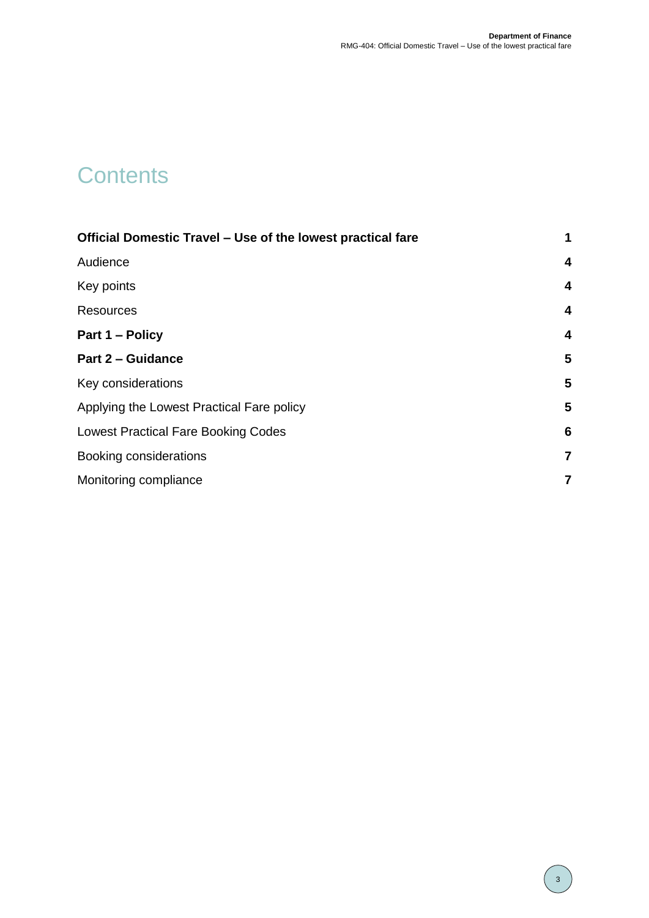# Contents

| | |
|---|---|
| **Official Domestic Travel – Use of the lowest practical fare** | **1** |
| Audience | **4** |
| Key points | **4** |
| Resources | **4** |
| **Part 1 – Policy** | **4** |
| **Part 2 – Guidance** | **5** |
| Key considerations | **5** |
| Applying the Lowest Practical Fare policy | **5** |
| Lowest Practical Fare Booking Codes | **6** |
| Booking considerations | **7** |
| Monitoring compliance | **7** |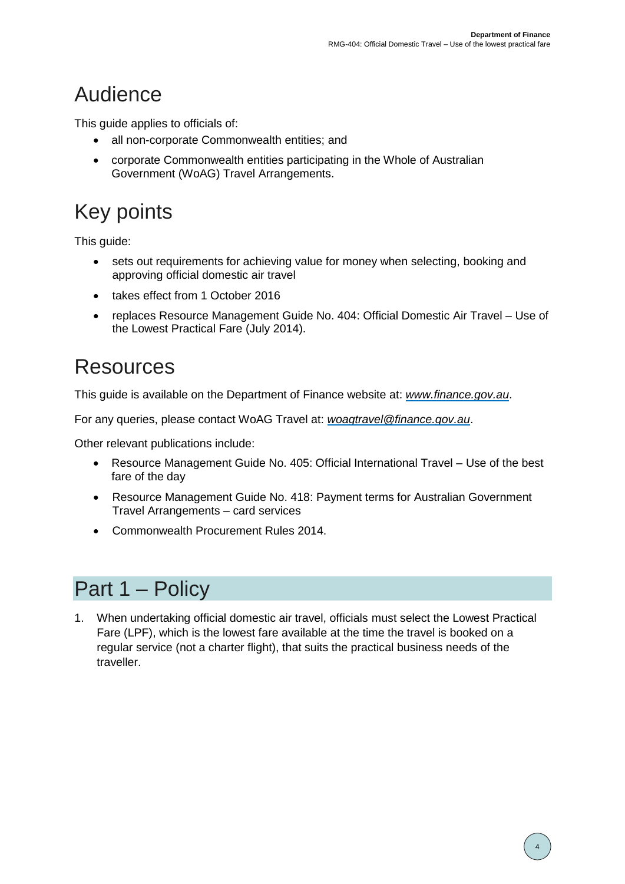# Audience

This guide applies to officials of:

- all non-corporate Commonwealth entities; and
- corporate Commonwealth entities participating in the Whole of Australian Government (WoAG) Travel Arrangements.

# Key points

This guide:

- sets out requirements for achieving value for money when selecting, booking and approving official domestic air travel
- takes effect from 1 October 2016
- replaces Resource Management Guide No. 404: Official Domestic Air Travel – Use of the Lowest Practical Fare (July 2014).

# Resources

This guide is available on the Department of Finance website at: *www.finance.gov.au*.

For any queries, please contact WoAG Travel at: *woagtravel@finance.gov.au*.

Other relevant publications include:

- Resource Management Guide No. 405: Official International Travel – Use of the best fare of the day
- Resource Management Guide No. 418: Payment terms for Australian Government Travel Arrangements – card services
- Commonwealth Procurement Rules 2014.

# Part 1 – Policy

1. When undertaking official domestic air travel, officials must select the Lowest Practical Fare (LPF), which is the lowest fare available at the time the travel is booked on a regular service (not a charter flight), that suits the practical business needs of the traveller.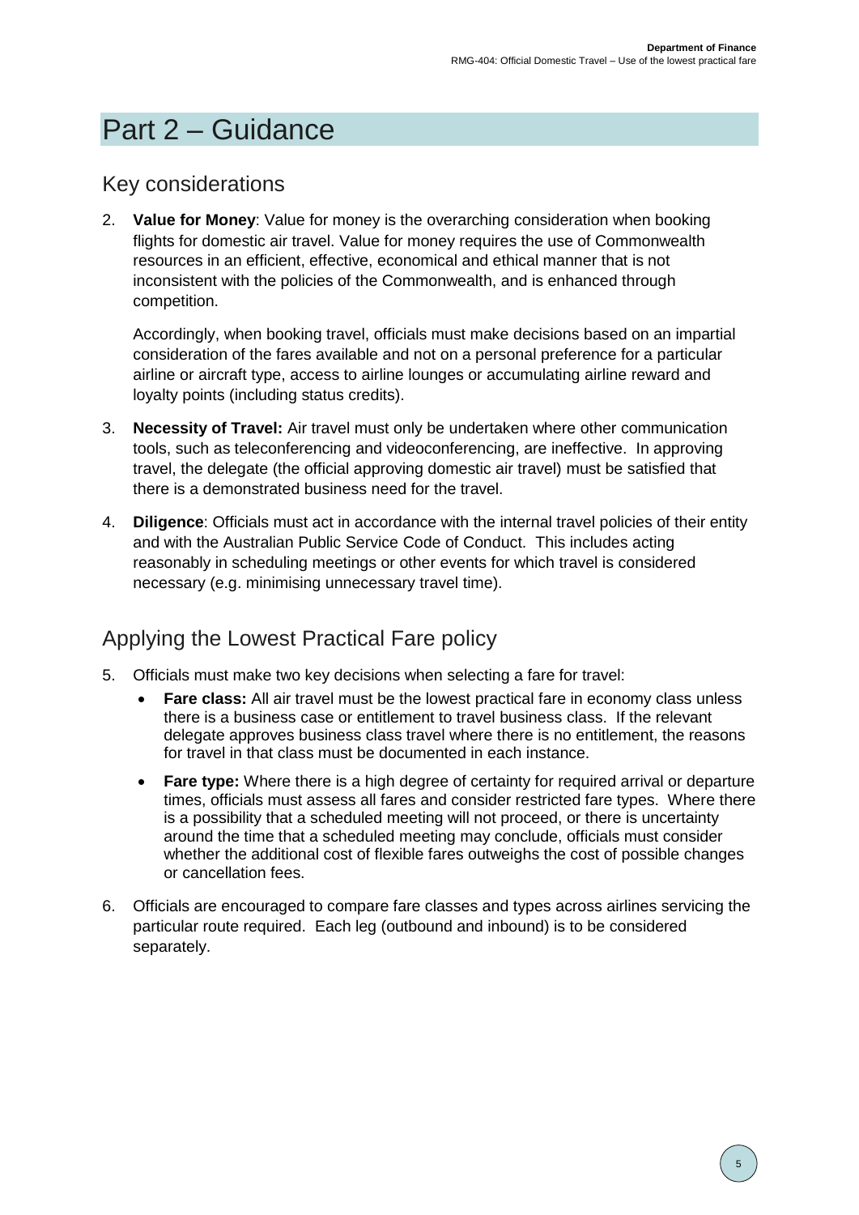# Part 2 – Guidance

## Key considerations

2. **Value for Money**: Value for money is the overarching consideration when booking flights for domestic air travel. Value for money requires the use of Commonwealth resources in an efficient, effective, economical and ethical manner that is not inconsistent with the policies of the Commonwealth, and is enhanced through competition.

   Accordingly, when booking travel, officials must make decisions based on an impartial consideration of the fares available and not on a personal preference for a particular airline or aircraft type, access to airline lounges or accumulating airline reward and loyalty points (including status credits).

3. **Necessity of Travel:** Air travel must only be undertaken where other communication tools, such as teleconferencing and videoconferencing, are ineffective. In approving travel, the delegate (the official approving domestic air travel) must be satisfied that there is a demonstrated business need for the travel.

4. **Diligence**: Officials must act in accordance with the internal travel policies of their entity and with the Australian Public Service Code of Conduct. This includes acting reasonably in scheduling meetings or other events for which travel is considered necessary (e.g. minimising unnecessary travel time).

## Applying the Lowest Practical Fare policy

5. Officials must make two key decisions when selecting a fare for travel:
   - **Fare class:** All air travel must be the lowest practical fare in economy class unless there is a business case or entitlement to travel business class. If the relevant delegate approves business class travel where there is no entitlement, the reasons for travel in that class must be documented in each instance.
   - **Fare type:** Where there is a high degree of certainty for required arrival or departure times, officials must assess all fares and consider restricted fare types. Where there is a possibility that a scheduled meeting will not proceed, or there is uncertainty around the time that a scheduled meeting may conclude, officials must consider whether the additional cost of flexible fares outweighs the cost of possible changes or cancellation fees.

6. Officials are encouraged to compare fare classes and types across airlines servicing the particular route required. Each leg (outbound and inbound) is to be considered separately.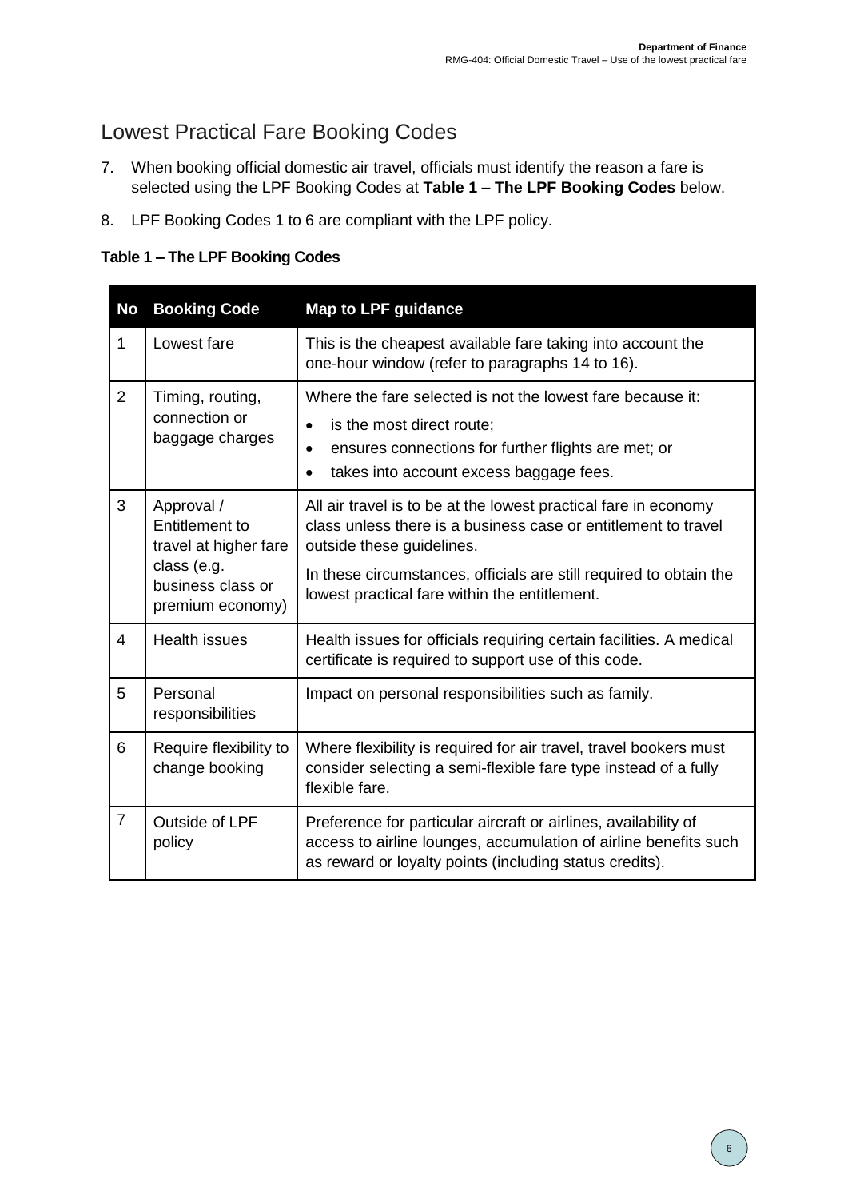## Lowest Practical Fare Booking Codes

7. When booking official domestic air travel, officials must identify the reason a fare is selected using the LPF Booking Codes at **Table 1 – The LPF Booking Codes** below.

8. LPF Booking Codes 1 to 6 are compliant with the LPF policy.

**Table 1 – The LPF Booking Codes**

| No | Booking Code | Map to LPF guidance |
|---|---|---|
| 1 | Lowest fare | This is the cheapest available fare taking into account the one-hour window (refer to paragraphs 14 to 16). |
| 2 | Timing, routing, connection or baggage charges | Where the fare selected is not the lowest fare because it:<br>• is the most direct route;<br>• ensures connections for further flights are met; or<br>• takes into account excess baggage fees. |
| 3 | Approval / Entitlement to travel at higher fare class (e.g. business class or premium economy) | All air travel is to be at the lowest practical fare in economy class unless there is a business case or entitlement to travel outside these guidelines.<br>In these circumstances, officials are still required to obtain the lowest practical fare within the entitlement. |
| 4 | Health issues | Health issues for officials requiring certain facilities. A medical certificate is required to support use of this code. |
| 5 | Personal responsibilities | Impact on personal responsibilities such as family. |
| 6 | Require flexibility to change booking | Where flexibility is required for air travel, travel bookers must consider selecting a semi-flexible fare type instead of a fully flexible fare. |
| 7 | Outside of LPF policy | Preference for particular aircraft or airlines, availability of access to airline lounges, accumulation of airline benefits such as reward or loyalty points (including status credits). |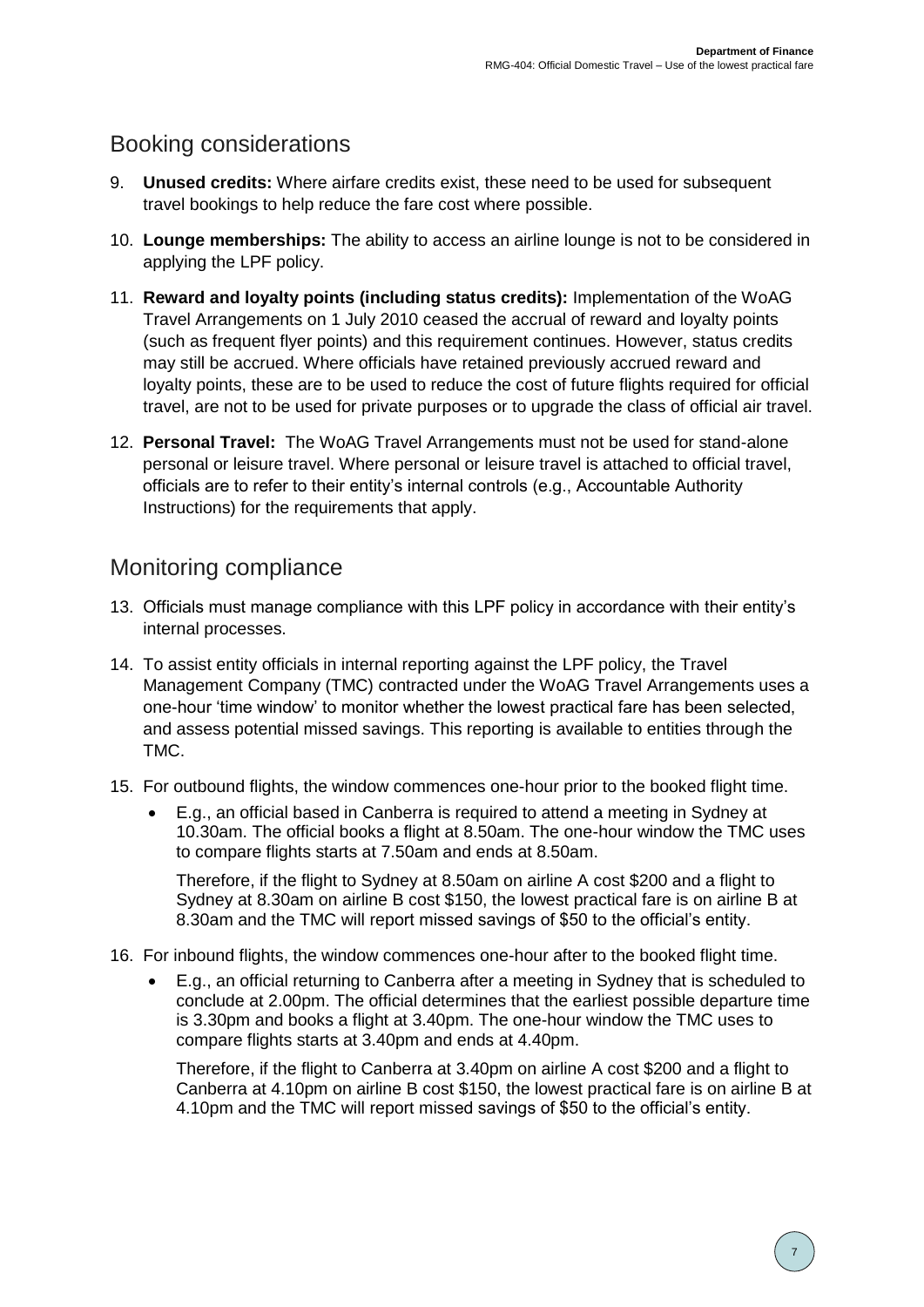## Booking considerations

9. **Unused credits:** Where airfare credits exist, these need to be used for subsequent travel bookings to help reduce the fare cost where possible.

10. **Lounge memberships:** The ability to access an airline lounge is not to be considered in applying the LPF policy.

11. **Reward and loyalty points (including status credits):** Implementation of the WoAG Travel Arrangements on 1 July 2010 ceased the accrual of reward and loyalty points (such as frequent flyer points) and this requirement continues. However, status credits may still be accrued. Where officials have retained previously accrued reward and loyalty points, these are to be used to reduce the cost of future flights required for official travel, are not to be used for private purposes or to upgrade the class of official air travel.

12. **Personal Travel:** The WoAG Travel Arrangements must not be used for stand-alone personal or leisure travel. Where personal or leisure travel is attached to official travel, officials are to refer to their entity's internal controls (e.g., Accountable Authority Instructions) for the requirements that apply.

## Monitoring compliance

13. Officials must manage compliance with this LPF policy in accordance with their entity's internal processes.

14. To assist entity officials in internal reporting against the LPF policy, the Travel Management Company (TMC) contracted under the WoAG Travel Arrangements uses a one-hour 'time window' to monitor whether the lowest practical fare has been selected, and assess potential missed savings. This reporting is available to entities through the TMC.

15. For outbound flights, the window commences one-hour prior to the booked flight time.

    - E.g., an official based in Canberra is required to attend a meeting in Sydney at 10.30am. The official books a flight at 8.50am. The one-hour window the TMC uses to compare flights starts at 7.50am and ends at 8.50am.

      Therefore, if the flight to Sydney at 8.50am on airline A cost $200 and a flight to Sydney at 8.30am on airline B cost $150, the lowest practical fare is on airline B at 8.30am and the TMC will report missed savings of $50 to the official's entity.

16. For inbound flights, the window commences one-hour after to the booked flight time.

    - E.g., an official returning to Canberra after a meeting in Sydney that is scheduled to conclude at 2.00pm. The official determines that the earliest possible departure time is 3.30pm and books a flight at 3.40pm. The one-hour window the TMC uses to compare flights starts at 3.40pm and ends at 4.40pm.

      Therefore, if the flight to Canberra at 3.40pm on airline A cost $200 and a flight to Canberra at 4.10pm on airline B cost $150, the lowest practical fare is on airline B at 4.10pm and the TMC will report missed savings of $50 to the official's entity.